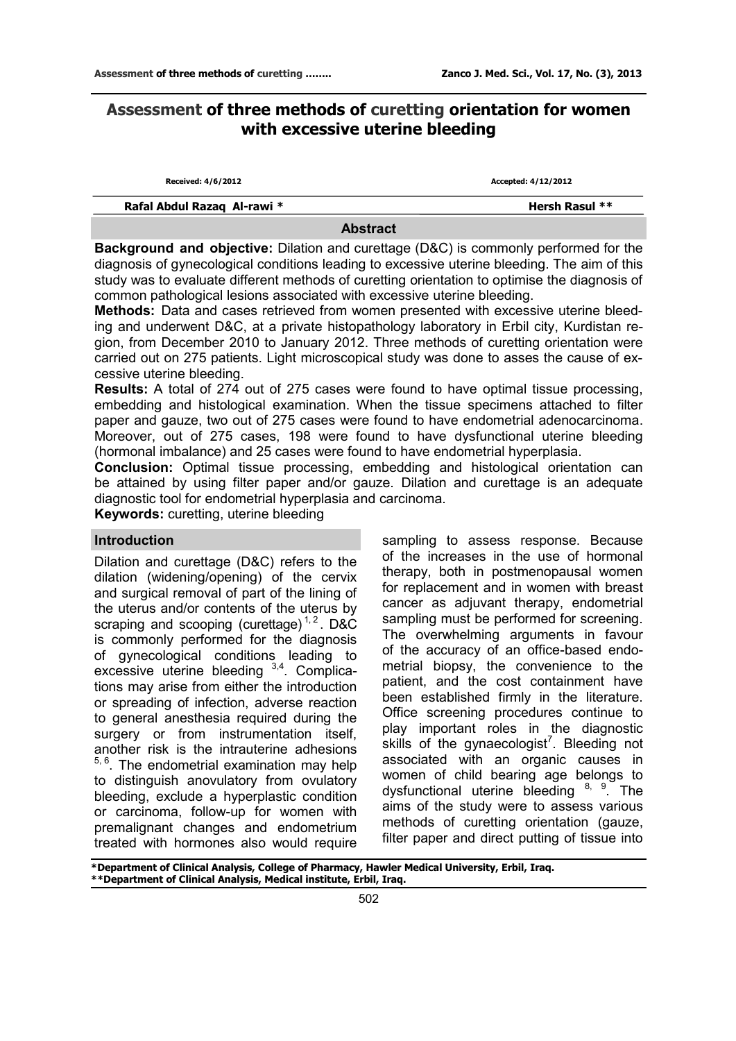# Assessment of three methods of curetting orientation for women with excessive uterine bleeding

Received: 4/6/2012 | Accepted: 4/12/2012

**Rafal Abdul Razaq Al-rawi *** | **Hersh Rasul ****

## Abstract

**Background and objective:** Dilation and curettage (D&C) is commonly performed for the diagnosis of gynecological conditions leading to excessive uterine bleeding. The aim of this study was to evaluate different methods of curetting orientation to optimise the diagnosis of common pathological lesions associated with excessive uterine bleeding.

**Methods:** Data and cases retrieved from women presented with excessive uterine bleeding and underwent D&C, at a private histopathology laboratory in Erbil city, Kurdistan region, from December 2010 to January 2012. Three methods of curetting orientation were carried out on 275 patients. Light microscopical study was done to asses the cause of excessive uterine bleeding.

**Results:** A total of 274 out of 275 cases were found to have optimal tissue processing, embedding and histological examination. When the tissue specimens attached to filter paper and gauze, two out of 275 cases were found to have endometrial adenocarcinoma. Moreover, out of 275 cases, 198 were found to have dysfunctional uterine bleeding (hormonal imbalance) and 25 cases were found to have endometrial hyperplasia.

**Conclusion:** Optimal tissue processing, embedding and histological orientation can be attained by using filter paper and/or gauze. Dilation and curettage is an adequate diagnostic tool for endometrial hyperplasia and carcinoma.

**Keywords:** curetting, uterine bleeding

## Introduction

Dilation and curettage (D&C) refers to the dilation (widening/opening) of the cervix and surgical removal of part of the lining of the uterus and/or contents of the uterus by scraping and scooping (curettage)[1,2]. D&C is commonly performed for the diagnosis of gynecological conditions leading to excessive uterine bleeding [3,4]. Complications may arise from either the introduction or spreading of infection, adverse reaction to general anesthesia required during the surgery or from instrumentation itself, another risk is the intrauterine adhesions [5,6]. The endometrial examination may help to distinguish anovulatory from ovulatory bleeding, exclude a hyperplastic condition or carcinoma, follow-up for women with premalignant changes and endometrium treated with hormones also would require sampling to assess response. Because of the increases in the use of hormonal therapy, both in postmenopausal women for replacement and in women with breast cancer as adjuvant therapy, endometrial sampling must be performed for screening. The overwhelming arguments in favour of the accuracy of an office-based endometrial biopsy, the convenience to the patient, and the cost containment have been established firmly in the literature. Office screening procedures continue to play important roles in the diagnostic skills of the gynaecologist[7]. Bleeding not associated with an organic causes in women of child bearing age belongs to dysfunctional uterine bleeding [8, 9]. The aims of the study were to assess various methods of curetting orientation (gauze, filter paper and direct putting of tissue into

---

*Department of Clinical Analysis, College of Pharmacy, Hawler Medical University, Erbil, Iraq.
**Department of Clinical Analysis, Medical institute, Erbil, Iraq.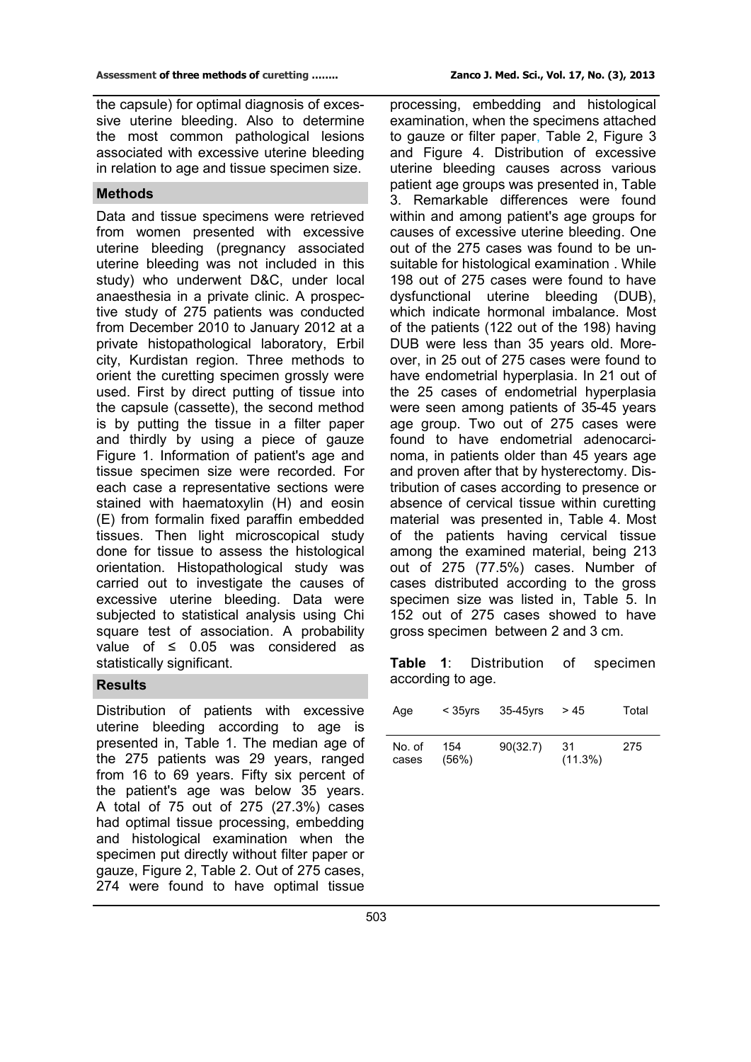the capsule) for optimal diagnosis of excessive uterine bleeding. Also to determine the most common pathological lesions associated with excessive uterine bleeding in relation to age and tissue specimen size.

## Methods

Data and tissue specimens were retrieved from women presented with excessive uterine bleeding (pregnancy associated uterine bleeding was not included in this study) who underwent D&C, under local anaesthesia in a private clinic. A prospective study of 275 patients was conducted from December 2010 to January 2012 at a private histopathological laboratory, Erbil city, Kurdistan region. Three methods to orient the curetting specimen grossly were used. First by direct putting of tissue into the capsule (cassette), the second method is by putting the tissue in a filter paper and thirdly by using a piece of gauze Figure 1. Information of patient's age and tissue specimen size were recorded. For each case a representative sections were stained with haematoxylin (H) and eosin (E) from formalin fixed paraffin embedded tissues. Then light microscopical study done for tissue to assess the histological orientation. Histopathological study was carried out to investigate the causes of excessive uterine bleeding. Data were subjected to statistical analysis using Chi square test of association. A probability value of ≤ 0.05 was considered as statistically significant.

## Results

Distribution of patients with excessive uterine bleeding according to age is presented in, Table 1. The median age of the 275 patients was 29 years, ranged from 16 to 69 years. Fifty six percent of the patient's age was below 35 years. A total of 75 out of 275 (27.3%) cases had optimal tissue processing, embedding and histological examination when the specimen put directly without filter paper or gauze, Figure 2, Table 2. Out of 275 cases, 274 were found to have optimal tissue processing, embedding and histological examination, when the specimens attached to gauze or filter paper, Table 2, Figure 3 and Figure 4. Distribution of excessive uterine bleeding causes across various patient age groups was presented in, Table 3. Remarkable differences were found within and among patient's age groups for causes of excessive uterine bleeding. One out of the 275 cases was found to be unsuitable for histological examination . While 198 out of 275 cases were found to have dysfunctional uterine bleeding (DUB), which indicate hormonal imbalance. Most of the patients (122 out of the 198) having DUB were less than 35 years old. Moreover, in 25 out of 275 cases were found to have endometrial hyperplasia. In 21 out of the 25 cases of endometrial hyperplasia were seen among patients of 35-45 years age group. Two out of 275 cases were found to have endometrial adenocarcinoma, in patients older than 45 years age and proven after that by hysterectomy. Distribution of cases according to presence or absence of cervical tissue within curetting material was presented in, Table 4. Most of the patients having cervical tissue among the examined material, being 213 out of 275 (77.5%) cases. Number of cases distributed according to the gross specimen size was listed in, Table 5. In 152 out of 275 cases showed to have gross specimen between 2 and 3 cm.

**Table 1**: Distribution of specimen according to age.

| Age | < 35yrs | 35-45yrs | > 45 | Total |
|---|---|---|---|---|
| No. of cases | 154 (56%) | 90(32.7) | 31 (11.3%) | 275 |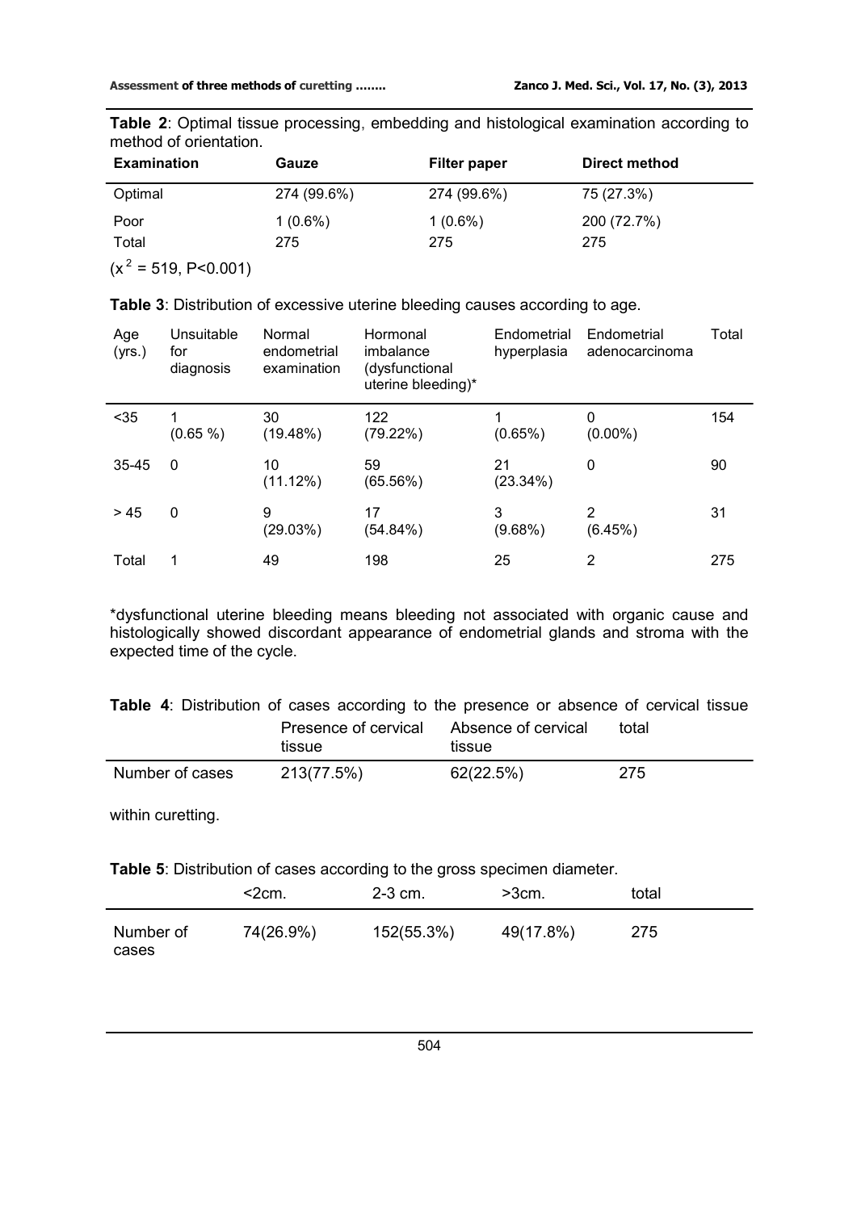**Table 2**: Optimal tissue processing, embedding and histological examination according to method of orientation.

| Examination | Gauze | Filter paper | Direct method |
|---|---|---|---|
| Optimal | 274 (99.6%) | 274 (99.6%) | 75 (27.3%) |
| Poor | 1 (0.6%) | 1 (0.6%) | 200 (72.7%) |
| Total | 275 | 275 | 275 |

($x^2$ = 519, P<0.001)

**Table 3**: Distribution of excessive uterine bleeding causes according to age.

| Age (yrs.) | Unsuitable for diagnosis | Normal endometrial examination | Hormonal imbalance (dysfunctional uterine bleeding)* | Endometrial hyperplasia | Endometrial adenocarcinoma | Total |
|---|---|---|---|---|---|---|
| <35 | 1 (0.65 %) | 30 (19.48%) | 122 (79.22%) | 1 (0.65%) | 0 (0.00%) | 154 |
| 35-45 | 0 | 10 (11.12%) | 59 (65.56%) | 21 (23.34%) | 0 | 90 |
| > 45 | 0 | 9 (29.03%) | 17 (54.84%) | 3 (9.68%) | 2 (6.45%) | 31 |
| Total | 1 | 49 | 198 | 25 | 2 | 275 |

*dysfunctional uterine bleeding means bleeding not associated with organic cause and histologically showed discordant appearance of endometrial glands and stroma with the expected time of the cycle.

**Table 4**: Distribution of cases according to the presence or absence of cervical tissue within curetting.

| | Presence of cervical tissue | Absence of cervical tissue | total |
|---|---|---|---|
| Number of cases | 213(77.5%) | 62(22.5%) | 275 |

**Table 5**: Distribution of cases according to the gross specimen diameter.

| | <2cm. | 2-3 cm. | >3cm. | total |
|---|---|---|---|---|
| Number of cases | 74(26.9%) | 152(55.3%) | 49(17.8%) | 275 |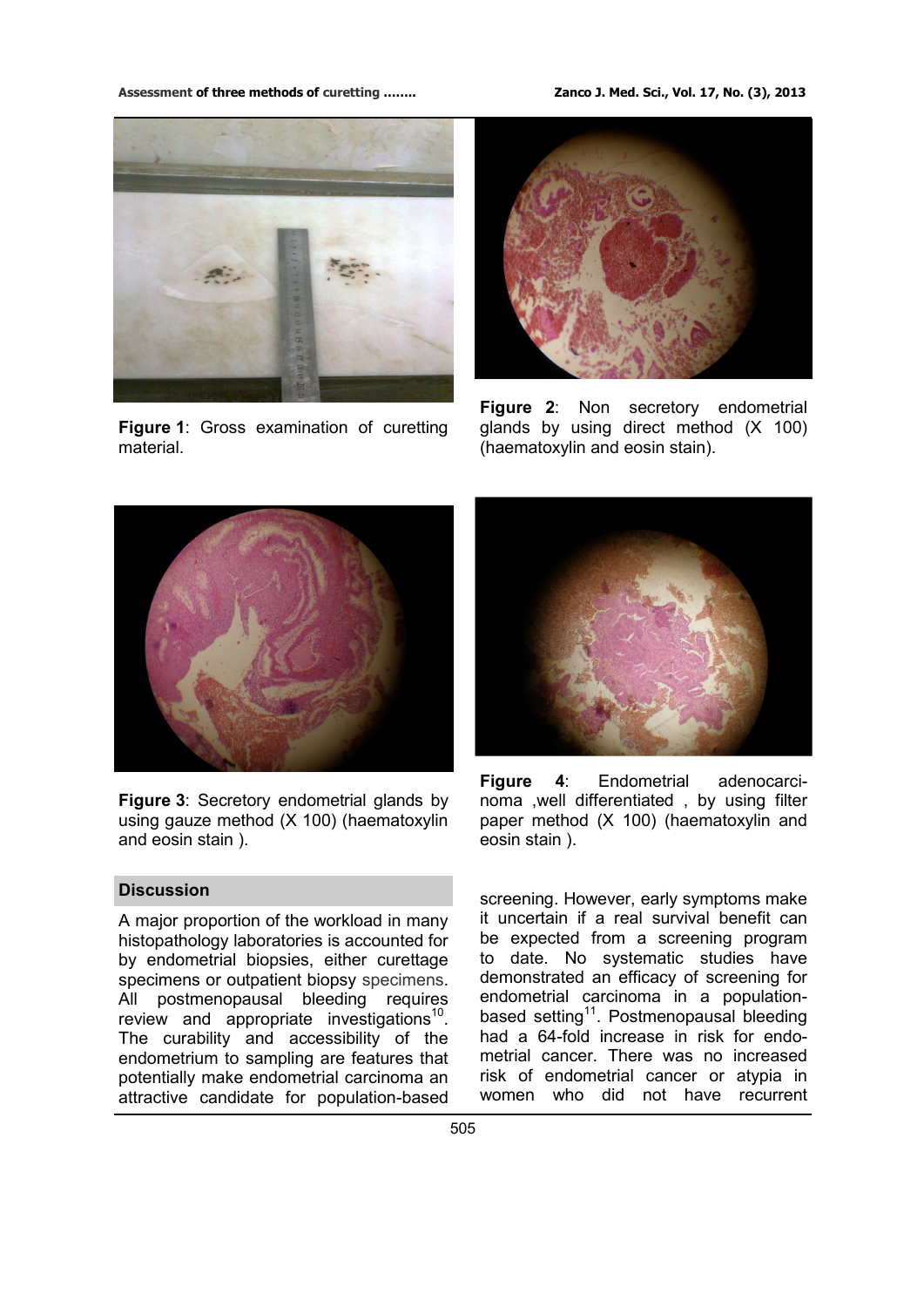**Figure 1**: Gross examination of curetting material.

**Figure 2**: Non secretory endometrial glands by using direct method (X 100) (haematoxylin and eosin stain).

**Figure 3**: Secretory endometrial glands by using gauze method (X 100) (haematoxylin and eosin stain ).

**Figure 4**: Endometrial adenocarcinoma ,well differentiated , by using filter paper method (X 100) (haematoxylin and eosin stain ).

## Discussion

A major proportion of the workload in many histopathology laboratories is accounted for by endometrial biopsies, either curettage specimens or outpatient biopsy specimens. All postmenopausal bleeding requires review and appropriate investigations[10]. The curability and accessibility of the endometrium to sampling are features that potentially make endometrial carcinoma an attractive candidate for population-based screening. However, early symptoms make it uncertain if a real survival benefit can be expected from a screening program to date. No systematic studies have demonstrated an efficacy of screening for endometrial carcinoma in a population-based setting[11]. Postmenopausal bleeding had a 64-fold increase in risk for endometrial cancer. There was no increased risk of endometrial cancer or atypia in women who did not have recurrent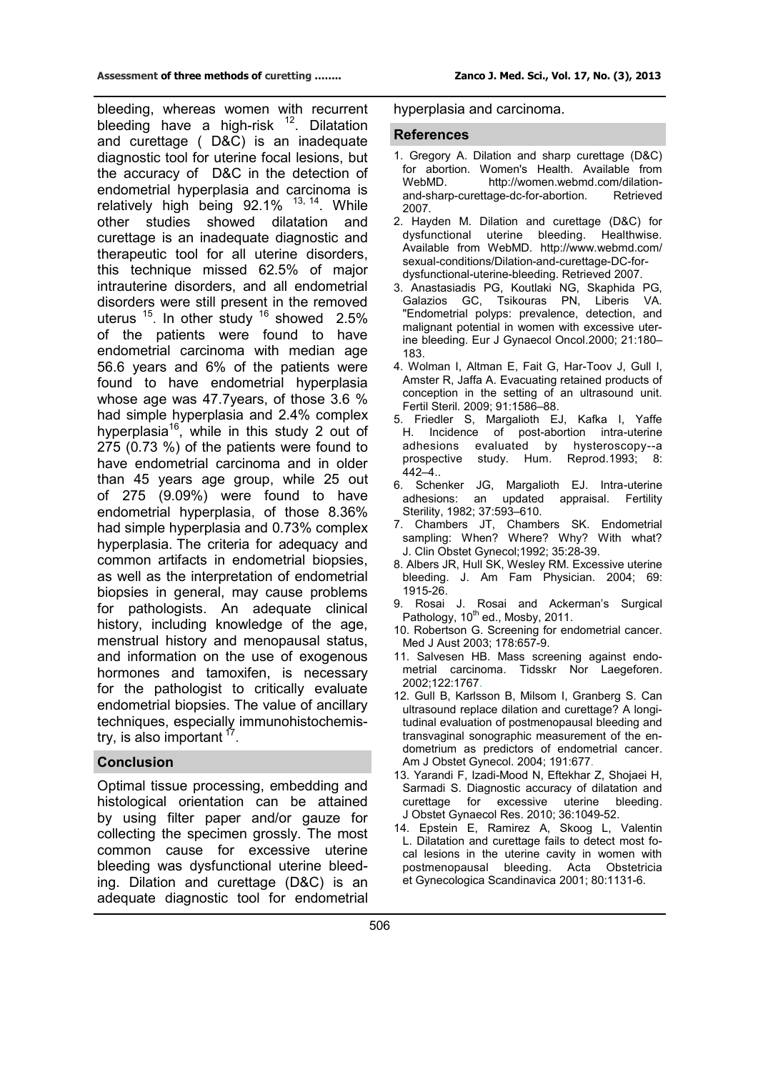bleeding, whereas women with recurrent bleeding have a high-risk [12]. Dilatation and curettage ( D&C) is an inadequate diagnostic tool for uterine focal lesions, but the accuracy of D&C in the detection of endometrial hyperplasia and carcinoma is relatively high being 92.1% [13, 14]. While other studies showed dilatation and curettage is an inadequate diagnostic and therapeutic tool for all uterine disorders, this technique missed 62.5% of major intrauterine disorders, and all endometrial disorders were still present in the removed uterus [15]. In other study [16] showed 2.5% of the patients were found to have endometrial carcinoma with median age 56.6 years and 6% of the patients were found to have endometrial hyperplasia whose age was 47.7years, of those 3.6 % had simple hyperplasia and 2.4% complex hyperplasia[16], while in this study 2 out of 275 (0.73 %) of the patients were found to have endometrial carcinoma and in older than 45 years age group, while 25 out of 275 (9.09%) were found to have endometrial hyperplasia, of those 8.36% had simple hyperplasia and 0.73% complex hyperplasia. The criteria for adequacy and common artifacts in endometrial biopsies, as well as the interpretation of endometrial biopsies in general, may cause problems for pathologists. An adequate clinical history, including knowledge of the age, menstrual history and menopausal status, and information on the use of exogenous hormones and tamoxifen, is necessary for the pathologist to critically evaluate endometrial biopsies. The value of ancillary techniques, especially immunohistochemistry, is also important [17].

## Conclusion

Optimal tissue processing, embedding and histological orientation can be attained by using filter paper and/or gauze for collecting the specimen grossly. The most common cause for excessive uterine bleeding was dysfunctional uterine bleeding. Dilation and curettage (D&C) is an adequate diagnostic tool for endometrial hyperplasia and carcinoma.

## References

1. Gregory A. Dilation and sharp curettage (D&C) for abortion. Women's Health. Available from WebMD. http://women.webmd.com/dilation-and-sharp-curettage-dc-for-abortion. Retrieved 2007.
2. Hayden M. Dilation and curettage (D&C) for dysfunctional uterine bleeding. Healthwise. Available from WebMD. http://www.webmd.com/sexual-conditions/Dilation-and-curettage-DC-for-dysfunctional-uterine-bleeding. Retrieved 2007.
3. Anastasiadis PG, Koutlaki NG, Skaphida PG, Galazios GC, Tsikouras PN, Liberis VA. "Endometrial polyps: prevalence, detection, and malignant potential in women with excessive uterine bleeding. Eur J Gynaecol Oncol.2000; 21:180–183.
4. Wolman I, Altman E, Fait G, Har-Toov J, Gull I, Amster R, Jaffa A. Evacuating retained products of conception in the setting of an ultrasound unit. Fertil Steril. 2009; 91:1586–88.
5. Friedler S, Margalioth EJ, Kafka I, Yaffe H. Incidence of post-abortion intra-uterine adhesions evaluated by hysteroscopy--a prospective study. Hum. Reprod.1993; 8: 442–4..
6. Schenker JG, Margalioth EJ. Intra-uterine adhesions: an updated appraisal. Fertility Sterility, 1982; 37:593–610.
7. Chambers JT, Chambers SK. Endometrial sampling: When? Where? Why? With what? J. Clin Obstet Gynecol;1992; 35:28-39.
8. Albers JR, Hull SK, Wesley RM. Excessive uterine bleeding. J. Am Fam Physician. 2004; 69: 1915-26.
9. Rosai J. Rosai and Ackerman's Surgical Pathology, 10th ed., Mosby, 2011.
10. Robertson G. Screening for endometrial cancer. Med J Aust 2003; 178:657-9.
11. Salvesen HB. Mass screening against endometrial carcinoma. Tidsskr Nor Laegeforen. 2002;122:1767.
12. Gull B, Karlsson B, Milsom I, Granberg S. Can ultrasound replace dilation and curettage? A longitudinal evaluation of postmenopausal bleeding and transvaginal sonographic measurement of the endometrium as predictors of endometrial cancer. Am J Obstet Gynecol. 2004; 191:677.
13. Yarandi F, Izadi-Mood N, Eftekhar Z, Shojaei H, Sarmadi S. Diagnostic accuracy of dilatation and curettage for excessive uterine bleeding. J Obstet Gynaecol Res. 2010; 36:1049-52.
14. Epstein E, Ramirez A, Skoog L, Valentin L. Dilatation and curettage fails to detect most focal lesions in the uterine cavity in women with postmenopausal bleeding. Acta Obstetricia et Gynecologica Scandinavica 2001; 80:1131-6.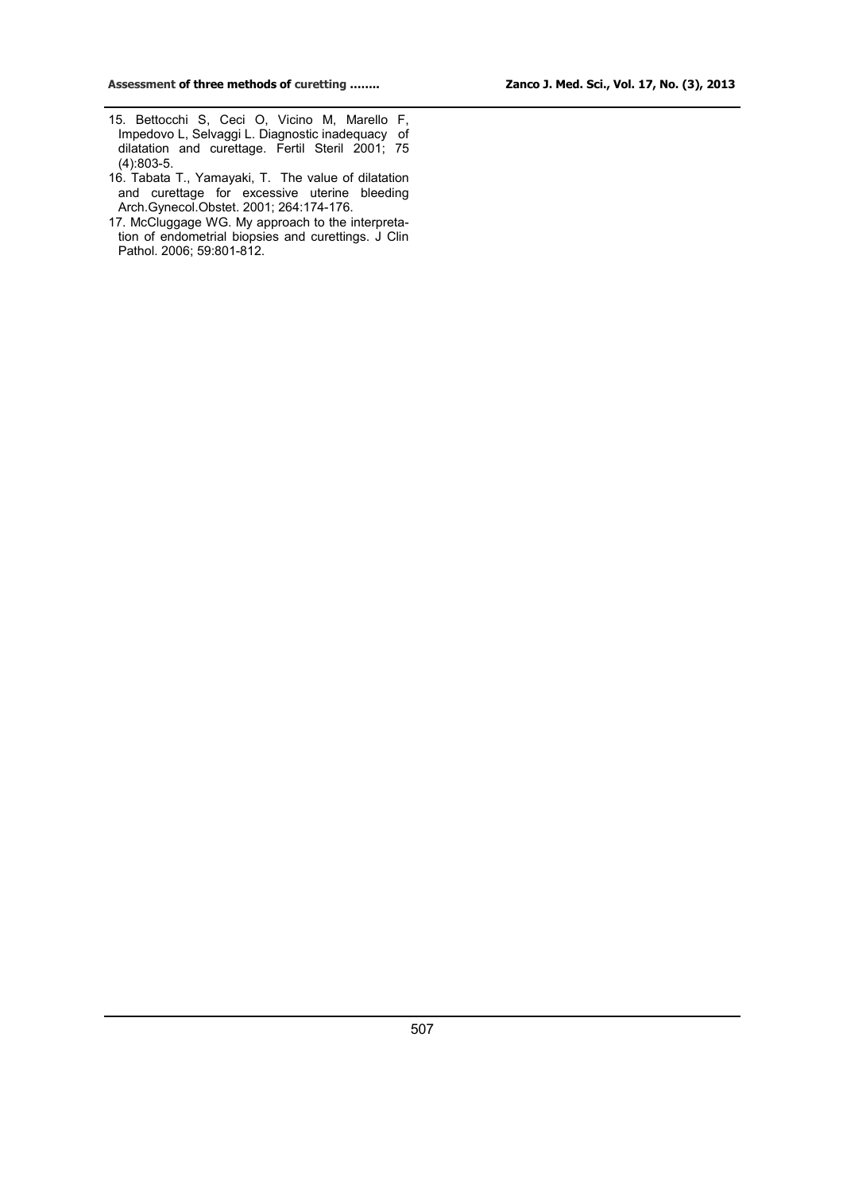15. Bettocchi S, Ceci O, Vicino M, Marello F, Impedovo L, Selvaggi L. Diagnostic inadequacy of dilatation and curettage. Fertil Steril 2001; 75 (4):803-5.
16. Tabata T., Yamayaki, T. The value of dilatation and curettage for excessive uterine bleeding Arch.Gynecol.Obstet. 2001; 264:174-176.
17. McCluggage WG. My approach to the interpretation of endometrial biopsies and curettings. J Clin Pathol. 2006; 59:801-812.